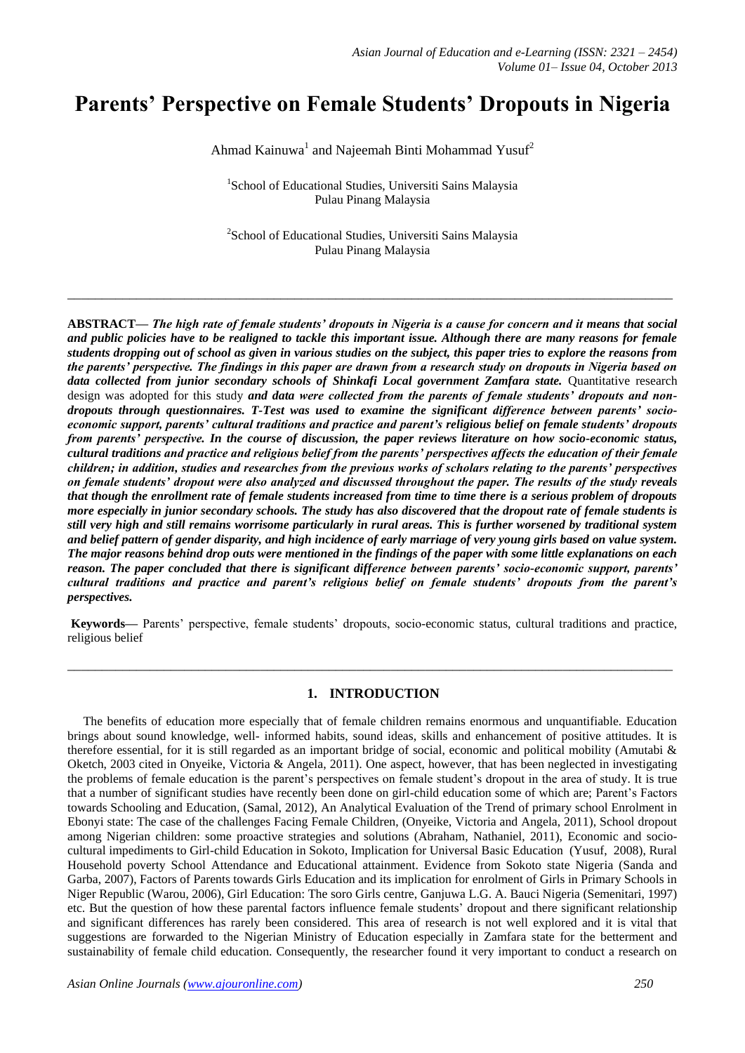# Parents' Perspective on Female Students' Dropouts in Nigeria

Ahmad Kainuwa[1] and Najeemah Binti Mohammad Yusuf[2]

[1]School of Educational Studies, Universiti Sains Malaysia
Pulau Pinang Malaysia

[2]School of Educational Studies, Universiti Sains Malaysia
Pulau Pinang Malaysia

---

**ABSTRACT—** ***The high rate of female students' dropouts in Nigeria is a cause for concern and it means that social and public policies have to be realigned to tackle this important issue. Although there are many reasons for female students dropping out of school as given in various studies on the subject, this paper tries to explore the reasons from the parents' perspective. The findings in this paper are drawn from a research study on dropouts in Nigeria based on data collected from junior secondary schools of Shinkafi Local government Zamfara state.*** Quantitative research design was adopted for this study ***and data were collected from the parents of female students' dropouts and non-dropouts through questionnaires. T-Test was used to examine the significant difference between parents' socio-economic support, parents' cultural traditions and practice and parent's religious belief on female students' dropouts from parents' perspective. In the course of discussion, the paper reviews literature on how socio-economic status, cultural traditions and practice and religious belief from the parents' perspectives affects the education of their female children; in addition, studies and researches from the previous works of scholars relating to the parents' perspectives on female students' dropout were also analyzed and discussed throughout the paper. The results of the study reveals that though the enrollment rate of female students increased from time to time there is a serious problem of dropouts more especially in junior secondary schools. The study has also discovered that the dropout rate of female students is still very high and still remains worrisome particularly in rural areas. This is further worsened by traditional system and belief pattern of gender disparity, and high incidence of early marriage of very young girls based on value system. The major reasons behind drop outs were mentioned in the findings of the paper with some little explanations on each reason. The paper concluded that there is significant difference between parents' socio-economic support, parents' cultural traditions and practice and parent's religious belief on female students' dropouts from the parent's perspectives.***

**Keywords—** Parents' perspective, female students' dropouts, socio-economic status, cultural traditions and practice, religious belief

---

## 1. INTRODUCTION

The benefits of education more especially that of female children remains enormous and unquantifiable. Education brings about sound knowledge, well- informed habits, sound ideas, skills and enhancement of positive attitudes. It is therefore essential, for it is still regarded as an important bridge of social, economic and political mobility (Amutabi & Oketch, 2003 cited in Onyeike, Victoria & Angela, 2011). One aspect, however, that has been neglected in investigating the problems of female education is the parent's perspectives on female student's dropout in the area of study. It is true that a number of significant studies have recently been done on girl-child education some of which are; Parent's Factors towards Schooling and Education, (Samal, 2012), An Analytical Evaluation of the Trend of primary school Enrolment in Ebonyi state: The case of the challenges Facing Female Children, (Onyeike, Victoria and Angela, 2011), School dropout among Nigerian children: some proactive strategies and solutions (Abraham, Nathaniel, 2011), Economic and socio-cultural impediments to Girl-child Education in Sokoto, Implication for Universal Basic Education (Yusuf, 2008), Rural Household poverty School Attendance and Educational attainment. Evidence from Sokoto state Nigeria (Sanda and Garba, 2007), Factors of Parents towards Girls Education and its implication for enrolment of Girls in Primary Schools in Niger Republic (Warou, 2006), Girl Education: The soro Girls centre, Ganjuwa L.G. A. Bauci Nigeria (Semenitari, 1997) etc. But the question of how these parental factors influence female students' dropout and there significant relationship and significant differences has rarely been considered. This area of research is not well explored and it is vital that suggestions are forwarded to the Nigerian Ministry of Education especially in Zamfara state for the betterment and sustainability of female child education. Consequently, the researcher found it very important to conduct a research on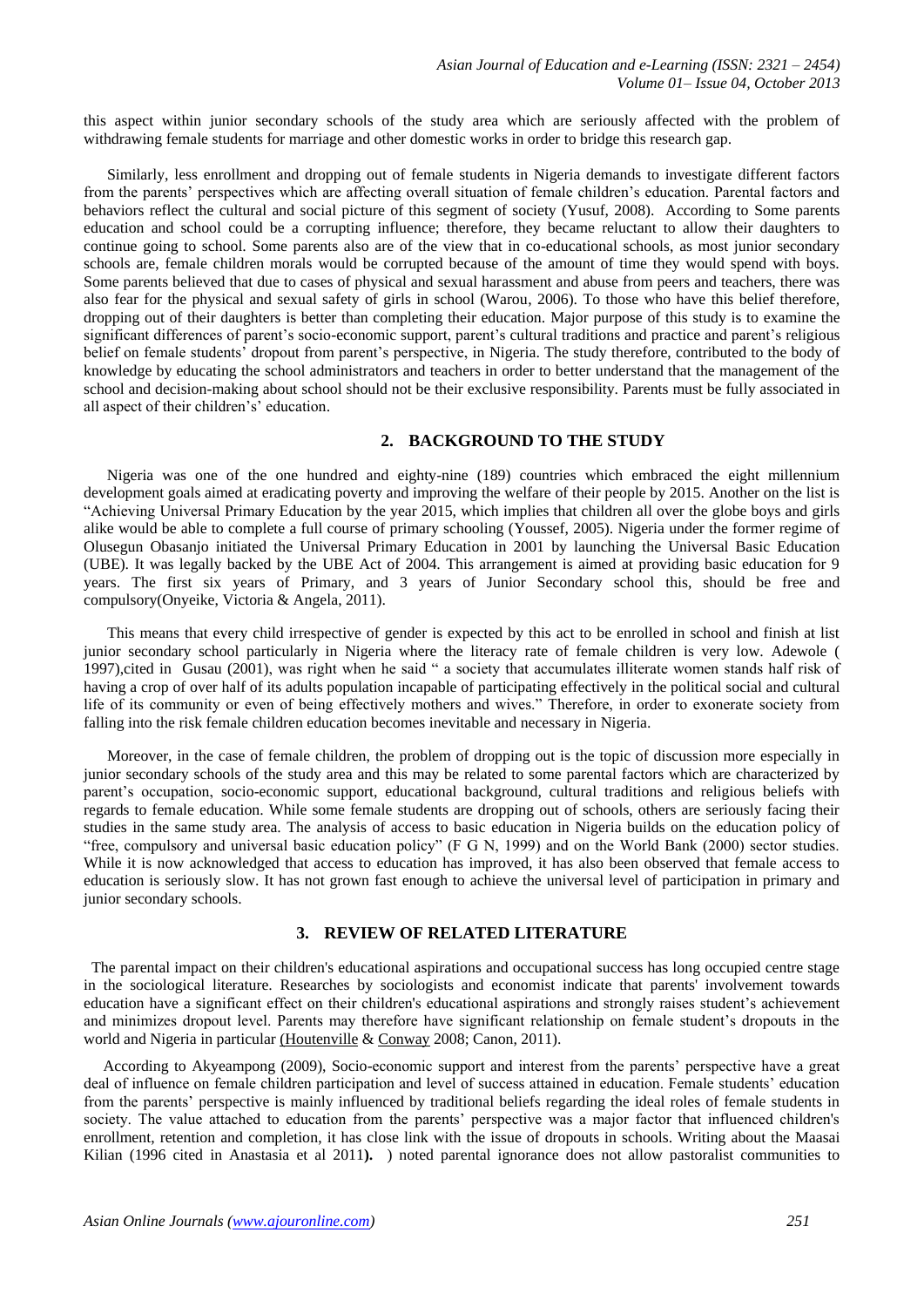this aspect within junior secondary schools of the study area which are seriously affected with the problem of withdrawing female students for marriage and other domestic works in order to bridge this research gap.

Similarly, less enrollment and dropping out of female students in Nigeria demands to investigate different factors from the parents' perspectives which are affecting overall situation of female children's education. Parental factors and behaviors reflect the cultural and social picture of this segment of society (Yusuf, 2008). According to Some parents education and school could be a corrupting influence; therefore, they became reluctant to allow their daughters to continue going to school. Some parents also are of the view that in co-educational schools, as most junior secondary schools are, female children morals would be corrupted because of the amount of time they would spend with boys. Some parents believed that due to cases of physical and sexual harassment and abuse from peers and teachers, there was also fear for the physical and sexual safety of girls in school (Warou, 2006). To those who have this belief therefore, dropping out of their daughters is better than completing their education. Major purpose of this study is to examine the significant differences of parent's socio-economic support, parent's cultural traditions and practice and parent's religious belief on female students' dropout from parent's perspective, in Nigeria. The study therefore, contributed to the body of knowledge by educating the school administrators and teachers in order to better understand that the management of the school and decision-making about school should not be their exclusive responsibility. Parents must be fully associated in all aspect of their children's' education.

## 2. BACKGROUND TO THE STUDY

Nigeria was one of the one hundred and eighty-nine (189) countries which embraced the eight millennium development goals aimed at eradicating poverty and improving the welfare of their people by 2015. Another on the list is "Achieving Universal Primary Education by the year 2015, which implies that children all over the globe boys and girls alike would be able to complete a full course of primary schooling (Youssef, 2005). Nigeria under the former regime of Olusegun Obasanjo initiated the Universal Primary Education in 2001 by launching the Universal Basic Education (UBE). It was legally backed by the UBE Act of 2004. This arrangement is aimed at providing basic education for 9 years. The first six years of Primary, and 3 years of Junior Secondary school this, should be free and compulsory(Onyeike, Victoria & Angela, 2011).

This means that every child irrespective of gender is expected by this act to be enrolled in school and finish at list junior secondary school particularly in Nigeria where the literacy rate of female children is very low. Adewole ( 1997),cited in Gusau (2001), was right when he said " a society that accumulates illiterate women stands half risk of having a crop of over half of its adults population incapable of participating effectively in the political social and cultural life of its community or even of being effectively mothers and wives." Therefore, in order to exonerate society from falling into the risk female children education becomes inevitable and necessary in Nigeria.

Moreover, in the case of female children, the problem of dropping out is the topic of discussion more especially in junior secondary schools of the study area and this may be related to some parental factors which are characterized by parent's occupation, socio-economic support, educational background, cultural traditions and religious beliefs with regards to female education. While some female students are dropping out of schools, others are seriously facing their studies in the same study area. The analysis of access to basic education in Nigeria builds on the education policy of "free, compulsory and universal basic education policy" (F G N, 1999) and on the World Bank (2000) sector studies. While it is now acknowledged that access to education has improved, it has also been observed that female access to education is seriously slow. It has not grown fast enough to achieve the universal level of participation in primary and junior secondary schools.

## 3. REVIEW OF RELATED LITERATURE

The parental impact on their children's educational aspirations and occupational success has long occupied centre stage in the sociological literature. Researches by sociologists and economist indicate that parents' involvement towards education have a significant effect on their children's educational aspirations and strongly raises student's achievement and minimizes dropout level. Parents may therefore have significant relationship on female student's dropouts in the world and Nigeria in particular (Houtenville & Conway 2008; Canon, 2011).

According to Akyeampong (2009), Socio-economic support and interest from the parents' perspective have a great deal of influence on female children participation and level of success attained in education. Female students' education from the parents' perspective is mainly influenced by traditional beliefs regarding the ideal roles of female students in society. The value attached to education from the parents' perspective was a major factor that influenced children's enrollment, retention and completion, it has close link with the issue of dropouts in schools. Writing about the Maasai Kilian (1996 cited in Anastasia et al 2011**).** ) noted parental ignorance does not allow pastoralist communities to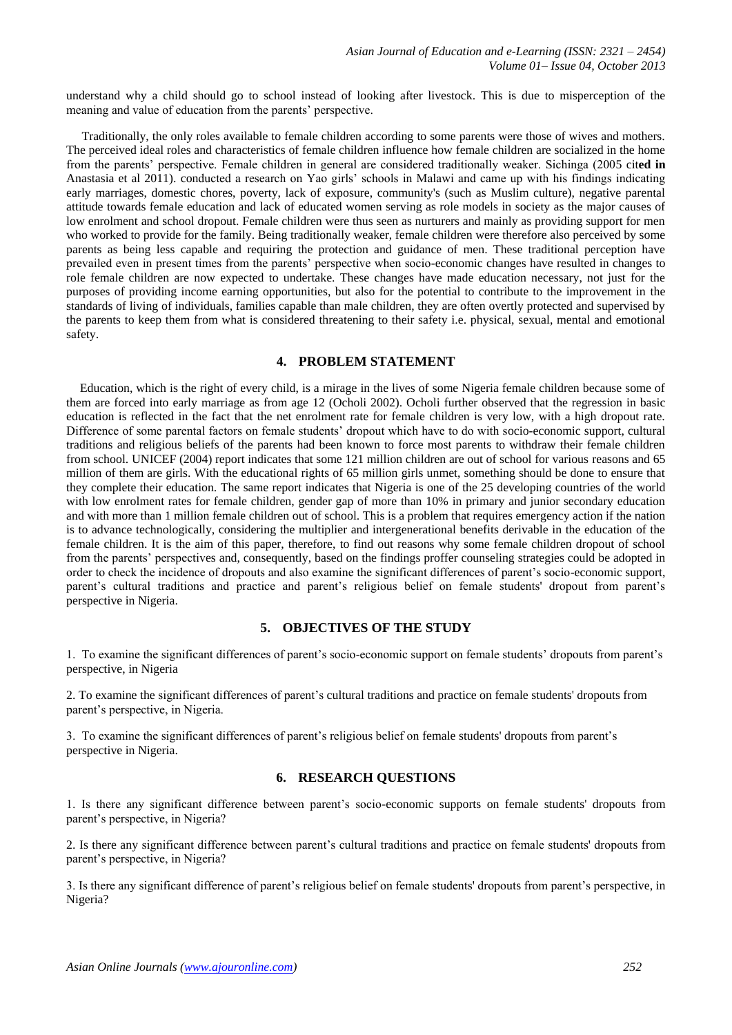understand why a child should go to school instead of looking after livestock. This is due to misperception of the meaning and value of education from the parents' perspective.

Traditionally, the only roles available to female children according to some parents were those of wives and mothers. The perceived ideal roles and characteristics of female children influence how female children are socialized in the home from the parents' perspective. Female children in general are considered traditionally weaker. Sichinga (2005 cit**ed in** Anastasia et al 2011). conducted a research on Yao girls' schools in Malawi and came up with his findings indicating early marriages, domestic chores, poverty, lack of exposure, community's (such as Muslim culture), negative parental attitude towards female education and lack of educated women serving as role models in society as the major causes of low enrolment and school dropout. Female children were thus seen as nurturers and mainly as providing support for men who worked to provide for the family. Being traditionally weaker, female children were therefore also perceived by some parents as being less capable and requiring the protection and guidance of men. These traditional perception have prevailed even in present times from the parents' perspective when socio-economic changes have resulted in changes to role female children are now expected to undertake. These changes have made education necessary, not just for the purposes of providing income earning opportunities, but also for the potential to contribute to the improvement in the standards of living of individuals, families capable than male children, they are often overtly protected and supervised by the parents to keep them from what is considered threatening to their safety i.e. physical, sexual, mental and emotional safety.

## 4. PROBLEM STATEMENT

Education, which is the right of every child, is a mirage in the lives of some Nigeria female children because some of them are forced into early marriage as from age 12 (Ocholi 2002). Ocholi further observed that the regression in basic education is reflected in the fact that the net enrolment rate for female children is very low, with a high dropout rate. Difference of some parental factors on female students' dropout which have to do with socio-economic support, cultural traditions and religious beliefs of the parents had been known to force most parents to withdraw their female children from school. UNICEF (2004) report indicates that some 121 million children are out of school for various reasons and 65 million of them are girls. With the educational rights of 65 million girls unmet, something should be done to ensure that they complete their education. The same report indicates that Nigeria is one of the 25 developing countries of the world with low enrolment rates for female children, gender gap of more than 10% in primary and junior secondary education and with more than 1 million female children out of school. This is a problem that requires emergency action if the nation is to advance technologically, considering the multiplier and intergenerational benefits derivable in the education of the female children. It is the aim of this paper, therefore, to find out reasons why some female children dropout of school from the parents' perspectives and, consequently, based on the findings proffer counseling strategies could be adopted in order to check the incidence of dropouts and also examine the significant differences of parent's socio-economic support, parent's cultural traditions and practice and parent's religious belief on female students' dropout from parent's perspective in Nigeria.

## 5. OBJECTIVES OF THE STUDY

1. To examine the significant differences of parent's socio-economic support on female students' dropouts from parent's perspective, in Nigeria

2. To examine the significant differences of parent's cultural traditions and practice on female students' dropouts from parent's perspective, in Nigeria.

3. To examine the significant differences of parent's religious belief on female students' dropouts from parent's perspective in Nigeria.

## 6. RESEARCH QUESTIONS

1. Is there any significant difference between parent's socio-economic supports on female students' dropouts from parent's perspective, in Nigeria?

2. Is there any significant difference between parent's cultural traditions and practice on female students' dropouts from parent's perspective, in Nigeria?

3. Is there any significant difference of parent's religious belief on female students' dropouts from parent's perspective, in Nigeria?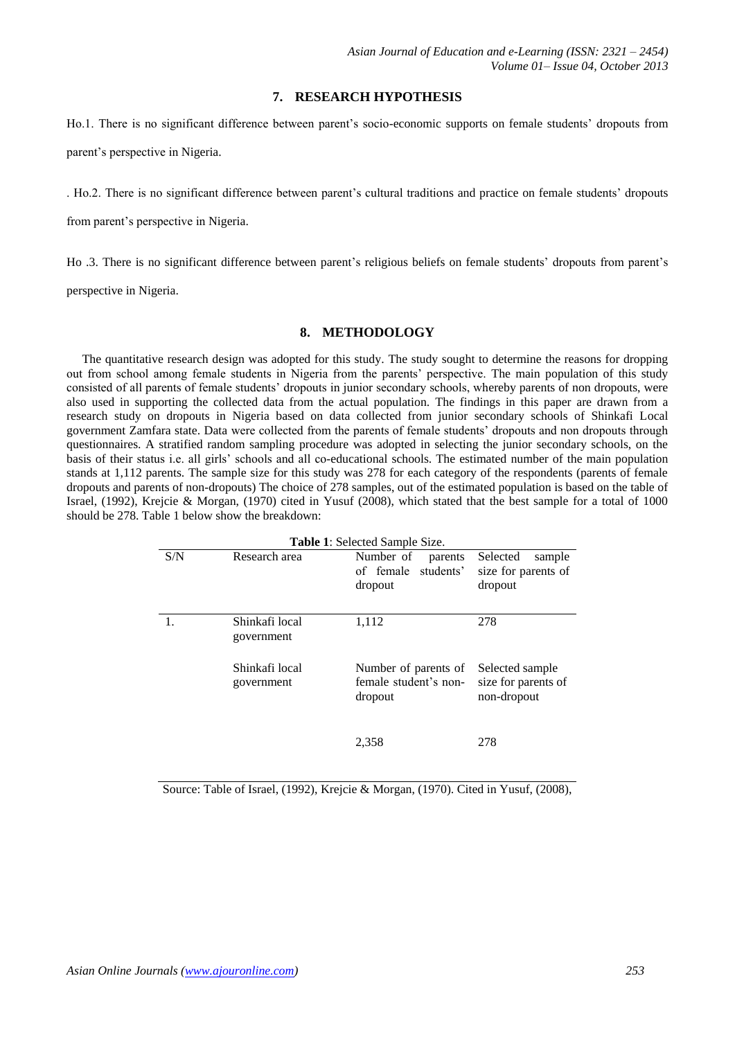## 7. RESEARCH HYPOTHESIS

Ho.1. There is no significant difference between parent's socio-economic supports on female students' dropouts from parent's perspective in Nigeria.

. Ho.2. There is no significant difference between parent's cultural traditions and practice on female students' dropouts from parent's perspective in Nigeria.

Ho .3. There is no significant difference between parent's religious beliefs on female students' dropouts from parent's perspective in Nigeria.

## 8. METHODOLOGY

The quantitative research design was adopted for this study. The study sought to determine the reasons for dropping out from school among female students in Nigeria from the parents' perspective. The main population of this study consisted of all parents of female students' dropouts in junior secondary schools, whereby parents of non dropouts, were also used in supporting the collected data from the actual population. The findings in this paper are drawn from a research study on dropouts in Nigeria based on data collected from junior secondary schools of Shinkafi Local government Zamfara state. Data were collected from the parents of female students' dropouts and non dropouts through questionnaires. A stratified random sampling procedure was adopted in selecting the junior secondary schools, on the basis of their status i.e. all girls' schools and all co-educational schools. The estimated number of the main population stands at 1,112 parents. The sample size for this study was 278 for each category of the respondents (parents of female dropouts and parents of non-dropouts) The choice of 278 samples, out of the estimated population is based on the table of Israel, (1992), Krejcie & Morgan, (1970) cited in Yusuf (2008), which stated that the best sample for a total of 1000 should be 278. Table 1 below show the breakdown:

**Table 1**: Selected Sample Size.

| S/N | Research area | Number of parents of female students' dropout | Selected sample size for parents of dropout |
|---|---|---|---|
| 1. | Shinkafi local government | 1,112 | 278 |
| | Shinkafi local government | Number of parents of female student's non-dropout | Selected sample size for parents of non-dropout |
| | | 2,358 | 278 |

Source: Table of Israel, (1992), Krejcie & Morgan, (1970). Cited in Yusuf, (2008),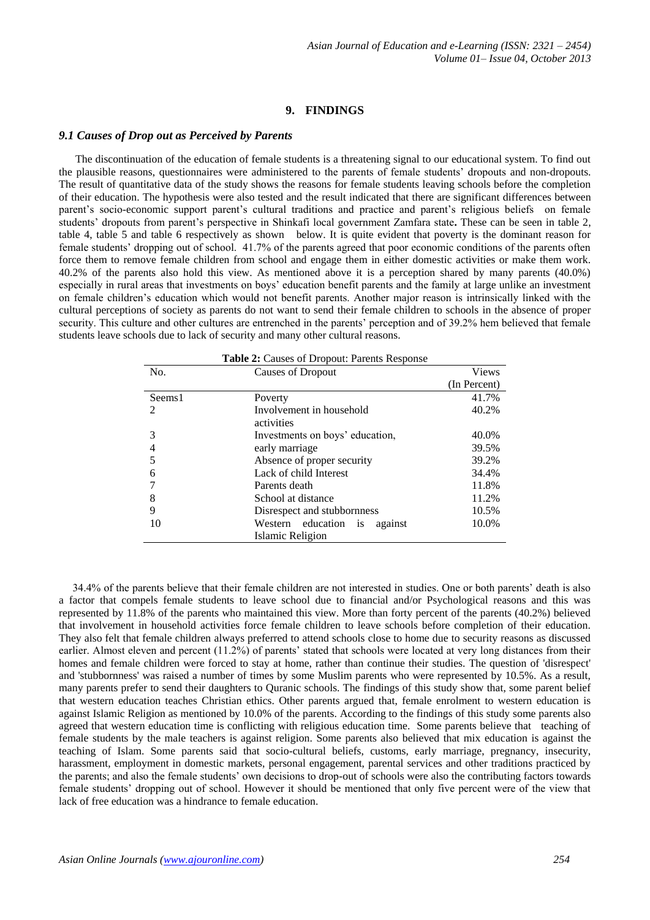## 9. FINDINGS

### *9.1 Causes of Drop out as Perceived by Parents*

The discontinuation of the education of female students is a threatening signal to our educational system. To find out the plausible reasons, questionnaires were administered to the parents of female students' dropouts and non-dropouts. The result of quantitative data of the study shows the reasons for female students leaving schools before the completion of their education. The hypothesis were also tested and the result indicated that there are significant differences between parent's socio-economic support parent's cultural traditions and practice and parent's religious beliefs on female students' dropouts from parent's perspective in Shinkafi local government Zamfara state**.** These can be seen in table 2, table 4, table 5 and table 6 respectively as shown below. It is quite evident that poverty is the dominant reason for female students' dropping out of school. 41.7% of the parents agreed that poor economic conditions of the parents often force them to remove female children from school and engage them in either domestic activities or make them work. 40.2% of the parents also hold this view. As mentioned above it is a perception shared by many parents (40.0%) especially in rural areas that investments on boys' education benefit parents and the family at large unlike an investment on female children's education which would not benefit parents. Another major reason is intrinsically linked with the cultural perceptions of society as parents do not want to send their female children to schools in the absence of proper security. This culture and other cultures are entrenched in the parents' perception and of 39.2% hem believed that female students leave schools due to lack of security and many other cultural reasons.

**Table 2:** Causes of Dropout: Parents Response

| No. | Causes of Dropout | Views (In Percent) |
|---|---|---|
| Seems1 | Poverty | 41.7% |
| 2 | Involvement in household activities | 40.2% |
| 3 | Investments on boys' education, | 40.0% |
| 4 | early marriage | 39.5% |
| 5 | Absence of proper security | 39.2% |
| 6 | Lack of child Interest | 34.4% |
| 7 | Parents death | 11.8% |
| 8 | School at distance | 11.2% |
| 9 | Disrespect and stubbornness | 10.5% |
| 10 | Western education is against Islamic Religion | 10.0% |

34.4% of the parents believe that their female children are not interested in studies. One or both parents' death is also a factor that compels female students to leave school due to financial and/or Psychological reasons and this was represented by 11.8% of the parents who maintained this view. More than forty percent of the parents (40.2%) believed that involvement in household activities force female children to leave schools before completion of their education. They also felt that female children always preferred to attend schools close to home due to security reasons as discussed earlier. Almost eleven and percent (11.2%) of parents' stated that schools were located at very long distances from their homes and female children were forced to stay at home, rather than continue their studies. The question of 'disrespect' and 'stubbornness' was raised a number of times by some Muslim parents who were represented by 10.5%. As a result, many parents prefer to send their daughters to Quranic schools. The findings of this study show that, some parent belief that western education teaches Christian ethics. Other parents argued that, female enrolment to western education is against Islamic Religion as mentioned by 10.0% of the parents. According to the findings of this study some parents also agreed that western education time is conflicting with religious education time. Some parents believe that teaching of female students by the male teachers is against religion. Some parents also believed that mix education is against the teaching of Islam. Some parents said that socio-cultural beliefs, customs, early marriage, pregnancy, insecurity, harassment, employment in domestic markets, personal engagement, parental services and other traditions practiced by the parents; and also the female students' own decisions to drop-out of schools were also the contributing factors towards female students' dropping out of school. However it should be mentioned that only five percent were of the view that lack of free education was a hindrance to female education.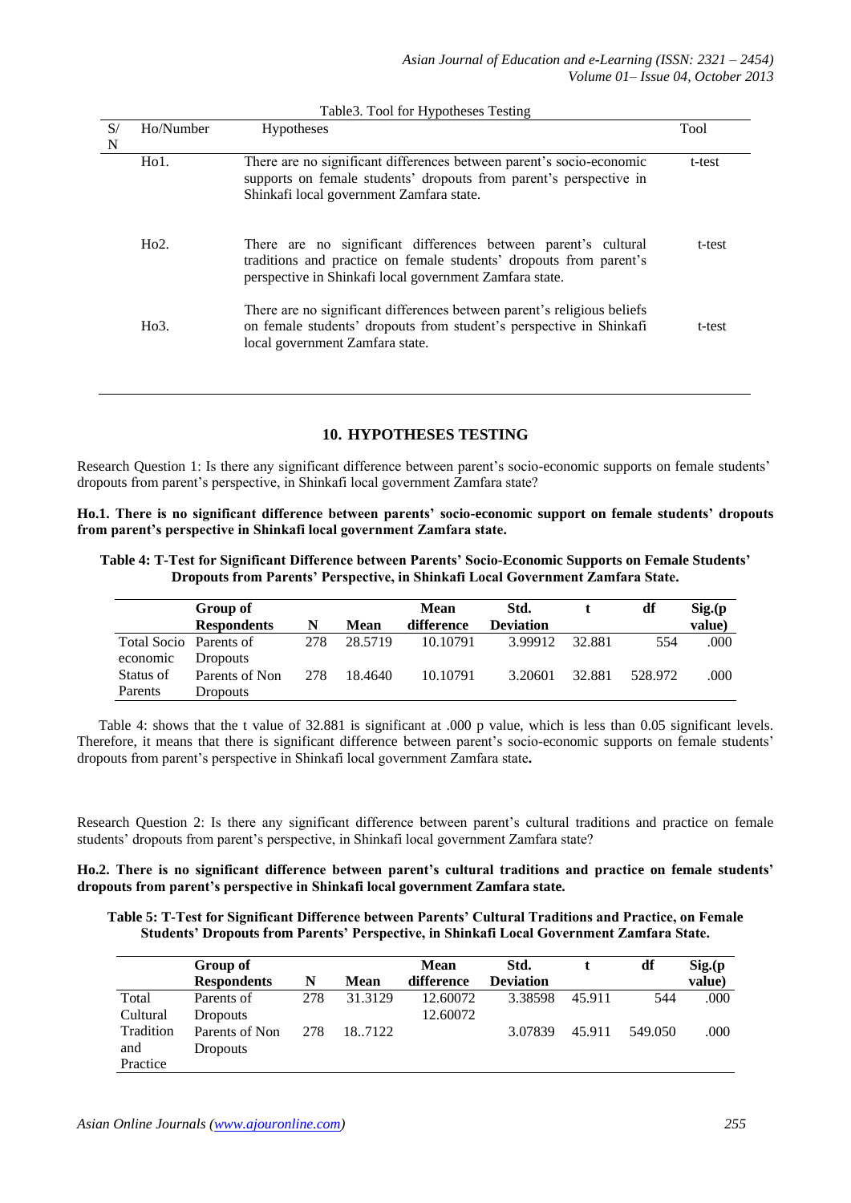Table3. Tool for Hypotheses Testing

| S/N | Ho/Number | Hypotheses | Tool |
|---|---|---|---|
| | Ho1. | There are no significant differences between parent's socio-economic supports on female students' dropouts from parent's perspective in Shinkafi local government Zamfara state. | t-test |
| | Ho2. | There are no significant differences between parent's cultural traditions and practice on female students' dropouts from parent's perspective in Shinkafi local government Zamfara state. | t-test |
| | Ho3. | There are no significant differences between parent's religious beliefs on female students' dropouts from student's perspective in Shinkafi local government Zamfara state. | t-test |

## 10. HYPOTHESES TESTING

Research Question 1: Is there any significant difference between parent's socio-economic supports on female students' dropouts from parent's perspective, in Shinkafi local government Zamfara state?

**Ho.1. There is no significant difference between parents' socio-economic support on female students' dropouts from parent's perspective in Shinkafi local government Zamfara state.**

**Table 4: T-Test for Significant Difference between Parents' Socio-Economic Supports on Female Students' Dropouts from Parents' Perspective, in Shinkafi Local Government Zamfara State.**

| | Group of Respondents | N | Mean | Mean difference | Std. Deviation | t | df | Sig.(p value) |
|---|---|---|---|---|---|---|---|---|
| Total Socio economic | Parents of Dropouts | 278 | 28.5719 | 10.10791 | 3.99912 | 32.881 | 554 | .000 |
| Status of Parents | Parents of Non Dropouts | 278 | 18.4640 | 10.10791 | 3.20601 | 32.881 | 528.972 | .000 |

Table 4: shows that the t value of 32.881 is significant at .000 p value, which is less than 0.05 significant levels. Therefore, it means that there is significant difference between parent's socio-economic supports on female students' dropouts from parent's perspective in Shinkafi local government Zamfara state**.**

Research Question 2: Is there any significant difference between parent's cultural traditions and practice on female students' dropouts from parent's perspective, in Shinkafi local government Zamfara state?

**Ho.2. There is no significant difference between parent's cultural traditions and practice on female students' dropouts from parent's perspective in Shinkafi local government Zamfara state.**

**Table 5: T-Test for Significant Difference between Parents' Cultural Traditions and Practice, on Female Students' Dropouts from Parents' Perspective, in Shinkafi Local Government Zamfara State.**

| | Group of Respondents | N | Mean | Mean difference | Std. Deviation | t | df | Sig.(p value) |
|---|---|---|---|---|---|---|---|---|
| Total Cultural | Parents of Dropouts | 278 | 31.3129 | 12.60072 | 3.38598 | 45.911 | 544 | .000 |
| Tradition and Practice | Parents of Non Dropouts | 278 | 18..7122 | 12.60072 | 3.07839 | 45.911 | 549.050 | .000 |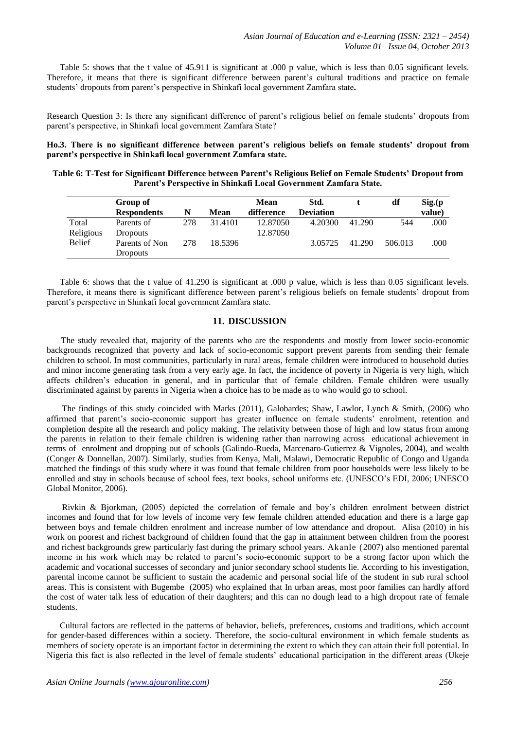Table 5: shows that the t value of 45.911 is significant at .000 p value, which is less than 0.05 significant levels. Therefore, it means that there is significant difference between parent's cultural traditions and practice on female students' dropouts from parent's perspective in Shinkafi local government Zamfara state**.**

Research Question 3: Is there any significant difference of parent's religious belief on female students' dropouts from parent's perspective, in Shinkafi local government Zamfara State?

**Ho.3. There is no significant difference between parent's religious beliefs on female students' dropout from parent's perspective in Shinkafi local government Zamfara state.**

**Table 6: T-Test for Significant Difference between Parent's Religious Belief on Female Students' Dropout from Parent's Perspective in Shinkafi Local Government Zamfara State.**

| | Group of Respondents | N | Mean | Mean difference | Std. Deviation | t | df | Sig.(p value) |
|---|---|---|---|---|---|---|---|---|
| Total Religious Belief | Parents of Dropouts | 278 | 31.4101 | 12.87050 | 4.20300 | 41.290 | 544 | .000 |
| | | | | 12.87050 | | | | |
| | Parents of Non Dropouts | 278 | 18.5396 | | 3.05725 | 41.290 | 506.013 | .000 |

Table 6: shows that the t value of 41.290 is significant at .000 p value, which is less than 0.05 significant levels. Therefore, it means there is significant difference between parent's religious beliefs on female students' dropout from parent's perspective in Shinkafi local government Zamfara state.

## 11. DISCUSSION

The study revealed that, majority of the parents who are the respondents and mostly from lower socio-economic backgrounds recognized that poverty and lack of socio-economic support prevent parents from sending their female children to school. In most communities, particularly in rural areas, female children were introduced to household duties and minor income generating task from a very early age. In fact, the incidence of poverty in Nigeria is very high, which affects children's education in general, and in particular that of female children. Female children were usually discriminated against by parents in Nigeria when a choice has to be made as to who would go to school.

The findings of this study coincided with Marks (2011), Galobardes; Shaw, Lawlor, Lynch & Smith, (2006) who affirmed that parent's socio-economic support has greater influence on female students' enrolment, retention and completion despite all the research and policy making. The relativity between those of high and low status from among the parents in relation to their female children is widening rather than narrowing across educational achievement in terms of enrolment and dropping out of schools (Galindo-Rueda, Marcenaro-Gutierrez & Vignoles, 2004), and wealth (Conger & Donnellan, 2007). Similarly, studies from Kenya, Mali, Malawi, Democratic Republic of Congo and Uganda matched the findings of this study where it was found that female children from poor households were less likely to be enrolled and stay in schools because of school fees, text books, school uniforms etc. (UNESCO's EDI, 2006; UNESCO Global Monitor, 2006).

Rivkin & Bjorkman, (2005) depicted the correlation of female and boy's children enrolment between district incomes and found that for low levels of income very few female children attended education and there is a large gap between boys and female children enrolment and increase number of low attendance and dropout. Alisa (2010) in his work on poorest and richest background of children found that the gap in attainment between children from the poorest and richest backgrounds grew particularly fast during the primary school years. Akanle (2007) also mentioned parental income in his work which may be related to parent's socio-economic support to be a strong factor upon which the academic and vocational successes of secondary and junior secondary school students lie. According to his investigation, parental income cannot be sufficient to sustain the academic and personal social life of the student in sub rural school areas. This is consistent with Bugembe (2005) who explained that In urban areas, most poor families can hardly afford the cost of water talk less of education of their daughters; and this can no dough lead to a high dropout rate of female students.

Cultural factors are reflected in the patterns of behavior, beliefs, preferences, customs and traditions, which account for gender-based differences within a society. Therefore, the socio-cultural environment in which female students as members of society operate is an important factor in determining the extent to which they can attain their full potential. In Nigeria this fact is also reflected in the level of female students' educational participation in the different areas (Ukeje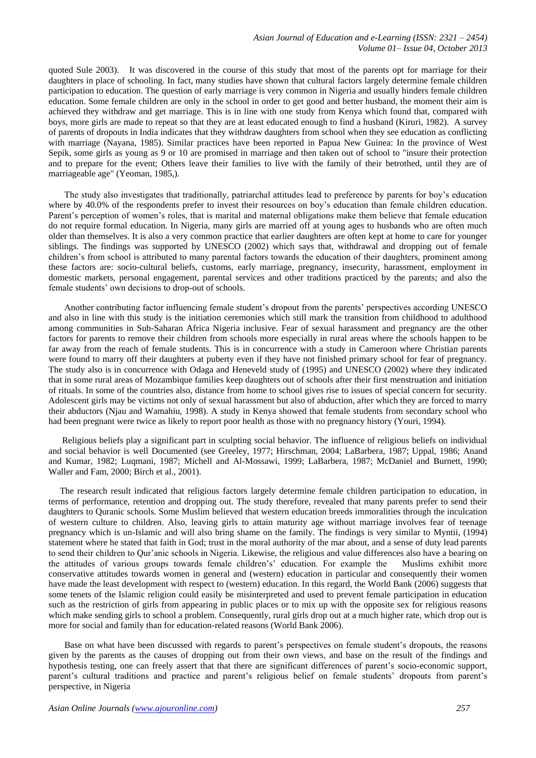quoted Sule 2003). It was discovered in the course of this study that most of the parents opt for marriage for their daughters in place of schooling. In fact, many studies have shown that cultural factors largely determine female children participation to education. The question of early marriage is very common in Nigeria and usually hinders female children education. Some female children are only in the school in order to get good and better husband, the moment their aim is achieved they withdraw and get marriage. This is in line with one study from Kenya which found that, compared with boys, more girls are made to repeat so that they are at least educated enough to find a husband (Kiruri, 1982). A survey of parents of dropouts in India indicates that they withdraw daughters from school when they see education as conflicting with marriage (Nayana, 1985). Similar practices have been reported in Papua New Guinea: In the province of West Sepik, some girls as young as 9 or 10 are promised in marriage and then taken out of school to "insure their protection and to prepare for the event; Others leave their families to live with the family of their betrothed, until they are of marriageable age" (Yeoman, 1985,).

The study also investigates that traditionally, patriarchal attitudes lead to preference by parents for boy's education where by 40.0% of the respondents prefer to invest their resources on boy's education than female children education. Parent's perception of women's roles, that is marital and maternal obligations make them believe that female education do not require formal education. In Nigeria, many girls are married off at young ages to husbands who are often much older than themselves. It is also a very common practice that earlier daughters are often kept at home to care for younger siblings. The findings was supported by UNESCO (2002) which says that, withdrawal and dropping out of female children's from school is attributed to many parental factors towards the education of their daughters, prominent among these factors are: socio-cultural beliefs, customs, early marriage, pregnancy, insecurity, harassment, employment in domestic markets, personal engagement, parental services and other traditions practiced by the parents; and also the female students' own decisions to drop-out of schools.

Another contributing factor influencing female student's dropout from the parents' perspectives according UNESCO and also in line with this study is the initiation ceremonies which still mark the transition from childhood to adulthood among communities in Sub-Saharan Africa Nigeria inclusive. Fear of sexual harassment and pregnancy are the other factors for parents to remove their children from schools more especially in rural areas where the schools happen to be far away from the reach of female students. This is in concurrence with a study in Cameroon where Christian parents were found to marry off their daughters at puberty even if they have not finished primary school for fear of pregnancy. The study also is in concurrence with Odaga and Heneveld study of (1995) and UNESCO (2002) where they indicated that in some rural areas of Mozambique families keep daughters out of schools after their first menstruation and initiation of rituals. In some of the countries also, distance from home to school gives rise to issues of special concern for security. Adolescent girls may be victims not only of sexual harassment but also of abduction, after which they are forced to marry their abductors (Njau and Wamahiu, 1998). A study in Kenya showed that female students from secondary school who had been pregnant were twice as likely to report poor health as those with no pregnancy history (Youri, 1994).

Religious beliefs play a significant part in sculpting social behavior. The influence of religious beliefs on individual and social behavior is well Documented (see Greeley, 1977; Hirschman, 2004; LaBarbera, 1987; Uppal, 1986; Anand and Kumar, 1982; Luqmani, 1987; Michell and Al-Mossawi, 1999; LaBarbera, 1987; McDaniel and Burnett, 1990; Waller and Fam, 2000; Birch et al., 2001).

The research result indicated that religious factors largely determine female children participation to education, in terms of performance, retention and dropping out. The study therefore, revealed that many parents prefer to send their daughters to Quranic schools. Some Muslim believed that western education breeds immoralities through the inculcation of western culture to children. Also, leaving girls to attain maturity age without marriage involves fear of teenage pregnancy which is un-Islamic and will also bring shame on the family. The findings is very similar to Myntii, (1994) statement where he stated that faith in God; trust in the moral authority of the mar about, and a sense of duty lead parents to send their children to Qur'anic schools in Nigeria. Likewise, the religious and value differences also have a bearing on the attitudes of various groups towards female children's' education. For example the Muslims exhibit more conservative attitudes towards women in general and (western) education in particular and consequently their women have made the least development with respect to (western) education. In this regard, the World Bank (2006) suggests that some tenets of the Islamic religion could easily be misinterpreted and used to prevent female participation in education such as the restriction of girls from appearing in public places or to mix up with the opposite sex for religious reasons which make sending girls to school a problem. Consequently, rural girls drop out at a much higher rate, which drop out is more for social and family than for education-related reasons (World Bank 2006).

Base on what have been discussed with regards to parent's perspectives on female student's dropouts, the reasons given by the parents as the causes of dropping out from their own views, and base on the result of the findings and hypothesis testing, one can freely assert that that there are significant differences of parent's socio-economic support, parent's cultural traditions and practice and parent's religious belief on female students' dropouts from parent's perspective, in Nigeria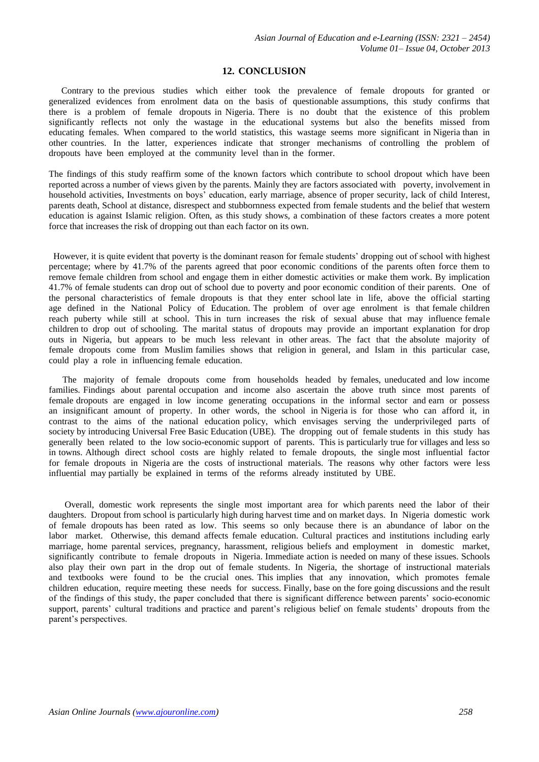## 12. CONCLUSION

Contrary to the previous studies which either took the prevalence of female dropouts for granted or generalized evidences from enrolment data on the basis of questionable assumptions, this study confirms that there is a problem of female dropouts in Nigeria. There is no doubt that the existence of this problem significantly reflects not only the wastage in the educational systems but also the benefits missed from educating females. When compared to the world statistics, this wastage seems more significant in Nigeria than in other countries. In the latter, experiences indicate that stronger mechanisms of controlling the problem of dropouts have been employed at the community level than in the former.

The findings of this study reaffirm some of the known factors which contribute to school dropout which have been reported across a number of views given by the parents. Mainly they are factors associated with poverty, involvement in household activities, Investments on boys' education, early marriage, absence of proper security, lack of child Interest, parents death, School at distance, disrespect and stubbornness expected from female students and the belief that western education is against Islamic religion. Often, as this study shows, a combination of these factors creates a more potent force that increases the risk of dropping out than each factor on its own.

However, it is quite evident that poverty is the dominant reason for female students' dropping out of school with highest percentage; where by 41.7% of the parents agreed that poor economic conditions of the parents often force them to remove female children from school and engage them in either domestic activities or make them work. By implication 41.7% of female students can drop out of school due to poverty and poor economic condition of their parents. One of the personal characteristics of female dropouts is that they enter school late in life, above the official starting age defined in the National Policy of Education. The problem of over age enrolment is that female children reach puberty while still at school. This in turn increases the risk of sexual abuse that may influence female children to drop out of schooling. The marital status of dropouts may provide an important explanation for drop outs in Nigeria, but appears to be much less relevant in other areas. The fact that the absolute majority of female dropouts come from Muslim families shows that religion in general, and Islam in this particular case, could play a role in influencing female education.

The majority of female dropouts come from households headed by females, uneducated and low income families. Findings about parental occupation and income also ascertain the above truth since most parents of female dropouts are engaged in low income generating occupations in the informal sector and earn or possess an insignificant amount of property. In other words, the school in Nigeria is for those who can afford it, in contrast to the aims of the national education policy, which envisages serving the underprivileged parts of society by introducing Universal Free Basic Education (UBE). The dropping out of female students in this study has generally been related to the low socio-economic support of parents. This is particularly true for villages and less so in towns. Although direct school costs are highly related to female dropouts, the single most influential factor for female dropouts in Nigeria are the costs of instructional materials. The reasons why other factors were less influential may partially be explained in terms of the reforms already instituted by UBE.

Overall, domestic work represents the single most important area for which parents need the labor of their daughters. Dropout from school is particularly high during harvest time and on market days. In Nigeria domestic work of female dropouts has been rated as low. This seems so only because there is an abundance of labor on the labor market. Otherwise, this demand affects female education. Cultural practices and institutions including early marriage, home parental services, pregnancy, harassment, religious beliefs and employment in domestic market, significantly contribute to female dropouts in Nigeria. Immediate action is needed on many of these issues. Schools also play their own part in the drop out of female students. In Nigeria, the shortage of instructional materials and textbooks were found to be the crucial ones. This implies that any innovation, which promotes female children education, require meeting these needs for success. Finally, base on the fore going discussions and the result of the findings of this study, the paper concluded that there is significant difference between parents' socio-economic support, parents' cultural traditions and practice and parent's religious belief on female students' dropouts from the parent's perspectives.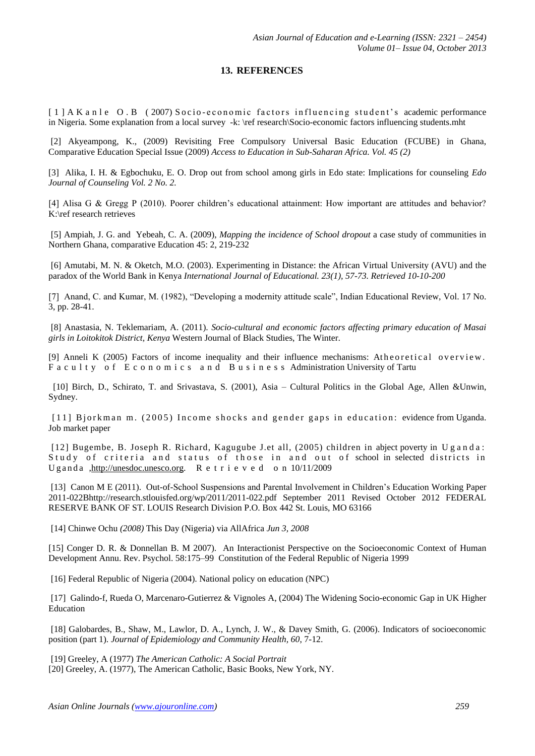## 13. REFERENCES

[1] A Kanle O.B (2007) Socio-economic factors influencing student's academic performance in Nigeria. Some explanation from a local survey -k: \ref research\Socio-economic factors influencing students.mht

[2] Akyeampong, K., (2009) Revisiting Free Compulsory Universal Basic Education (FCUBE) in Ghana, Comparative Education Special Issue (2009) *Access to Education in Sub-Saharan Africa. Vol. 45 (2)*

[3] Alika, I. H. & Egbochuku, E. O. Drop out from school among girls in Edo state: Implications for counseling *Edo Journal of Counseling Vol. 2 No. 2.*

[4] Alisa G & Gregg P (2010). Poorer children's educational attainment: How important are attitudes and behavior? K:\ref research retrieves

[5] Ampiah, J. G. and Yebeah, C. A. (2009), *Mapping the incidence of School dropout* a case study of communities in Northern Ghana, comparative Education 45: 2, 219-232

[6] Amutabi, M. N. & Oketch, M.O. (2003). Experimenting in Distance: the African Virtual University (AVU) and the paradox of the World Bank in Kenya *International Journal of Educational. 23(1), 57-73. Retrieved 10-10-200*

[7] Anand, C. and Kumar, M. (1982), "Developing a modernity attitude scale", Indian Educational Review, Vol. 17 No. 3, pp. 28-41.

[8] Anastasia, N. Teklemariam, A. (2011). *Socio-cultural and economic factors affecting primary education of Masai girls in Loitokitok District, Kenya* Western Journal of Black Studies, The Winter.

[9] Anneli K (2005) Factors of income inequality and their influence mechanisms: Atheoretical overview. Faculty of Economics and Business Administration University of Tartu

[10] Birch, D., Schirato, T. and Srivastava, S. (2001), Asia – Cultural Politics in the Global Age, Allen &Unwin, Sydney.

[11] Bjorkman m. (2005) Income shocks and gender gaps in education: evidence from Uganda. Job market paper

[12] Bugembe, B. Joseph R. Richard, Kagugube J.et all, (2005) children in abject poverty in Uganda: Study of criteria and status of those in and out of school in selected districts in Uganda ,http://unesdoc.unesco.org. Retrieved on 10/11/2009

[13] Canon M E (2011). Out-of-School Suspensions and Parental Involvement in Children's Education Working Paper 2011-022Bhttp://research.stlouisfed.org/wp/2011/2011-022.pdf September 2011 Revised October 2012 FEDERAL RESERVE BANK OF ST. LOUIS Research Division P.O. Box 442 St. Louis, MO 63166

[14] Chinwe Ochu *(2008)* This Day (Nigeria) via AllAfrica *Jun 3, 2008*

[15] Conger D. R. & Donnellan B. M 2007). An Interactionist Perspective on the Socioeconomic Context of Human Development Annu. Rev. Psychol. 58:175–99 Constitution of the Federal Republic of Nigeria 1999

[16] Federal Republic of Nigeria (2004). National policy on education (NPC)

[17] Galindo-f, Rueda O, Marcenaro-Gutierrez & Vignoles A, (2004) The Widening Socio-economic Gap in UK Higher Education

[18] Galobardes, B., Shaw, M., Lawlor, D. A., Lynch, J. W., & Davey Smith, G. (2006). Indicators of socioeconomic position (part 1). *Journal of Epidemiology and Community Health, 60*, 7-12.

[19] Greeley, A (1977) *The American Catholic: A Social Portrait*

[20] Greeley, A. (1977), The American Catholic, Basic Books, New York, NY.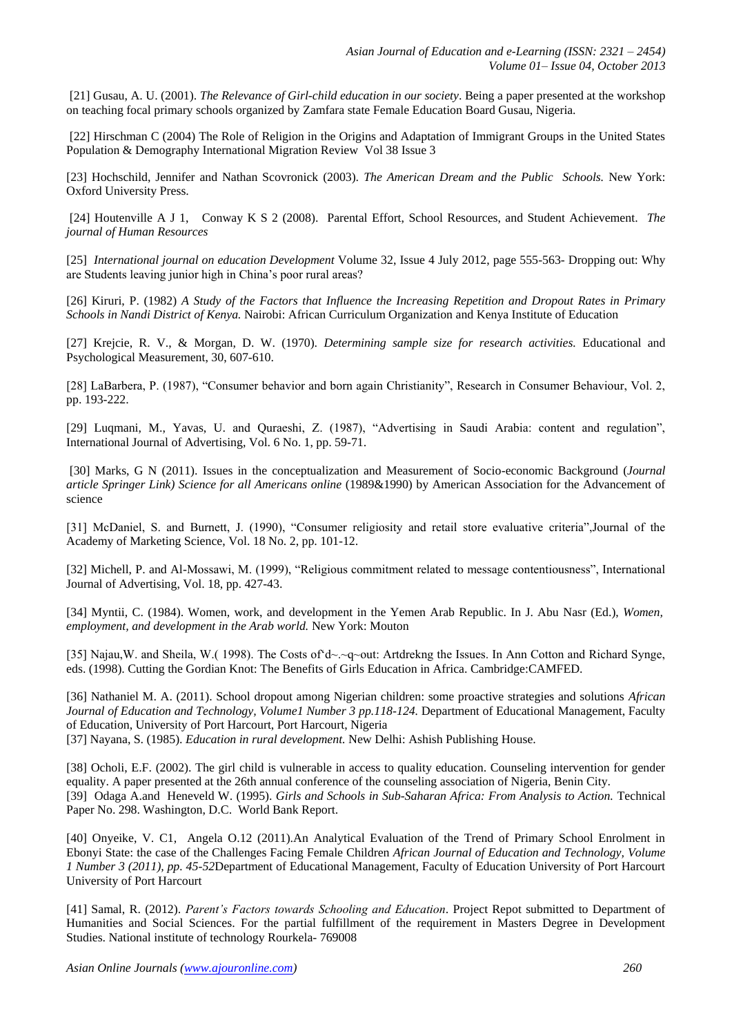[21] Gusau, A. U. (2001). *The Relevance of Girl-child education in our society*. Being a paper presented at the workshop on teaching focal primary schools organized by Zamfara state Female Education Board Gusau, Nigeria.

[22] Hirschman C (2004) The Role of Religion in the Origins and Adaptation of Immigrant Groups in the United States Population & Demography International Migration Review Vol 38 Issue 3

[23] Hochschild, Jennifer and Nathan Scovronick (2003). *The American Dream and the Public Schools.* New York: Oxford University Press.

[24] Houtenville A J 1, Conway K S 2 (2008). Parental Effort, School Resources, and Student Achievement. *The journal of Human Resources*

[25] *International journal on education Development* Volume 32, Issue 4 July 2012, page 555-563- Dropping out: Why are Students leaving junior high in China's poor rural areas?

[26] Kiruri, P. (1982) *A Study of the Factors that Influence the Increasing Repetition and Dropout Rates in Primary Schools in Nandi District of Kenya.* Nairobi: African Curriculum Organization and Kenya Institute of Education

[27] Krejcie, R. V., & Morgan, D. W. (1970). *Determining sample size for research activities.* Educational and Psychological Measurement, 30, 607-610.

[28] LaBarbera, P. (1987), "Consumer behavior and born again Christianity", Research in Consumer Behaviour, Vol. 2, pp. 193-222.

[29] Luqmani, M., Yavas, U. and Quraeshi, Z. (1987), "Advertising in Saudi Arabia: content and regulation", International Journal of Advertising, Vol. 6 No. 1, pp. 59-71.

[30] Marks, G N (2011). Issues in the conceptualization and Measurement of Socio-economic Background (*Journal article Springer Link) Science for all Americans online* (1989&1990) by American Association for the Advancement of science

[31] McDaniel, S. and Burnett, J. (1990), "Consumer religiosity and retail store evaluative criteria",Journal of the Academy of Marketing Science, Vol. 18 No. 2, pp. 101-12.

[32] Michell, P. and Al-Mossawi, M. (1999), "Religious commitment related to message contentiousness", International Journal of Advertising, Vol. 18, pp. 427-43.

[34] Myntii, C. (1984). Women, work, and development in the Yemen Arab Republic. In J. Abu Nasr (Ed.), *Women, employment, and development in the Arab world.* New York: Mouton

[35] Najau,W. and Sheila, W.( 1998). The Costs of'd~.~q~out: Artdrekng the Issues. In Ann Cotton and Richard Synge, eds. (1998). Cutting the Gordian Knot: The Benefits of Girls Education in Africa. Cambridge:CAMFED.

[36] Nathaniel M. A. (2011). School dropout among Nigerian children: some proactive strategies and solutions *African Journal of Education and Technology, Volume1 Number 3 pp.118-124.* Department of Educational Management, Faculty of Education, University of Port Harcourt, Port Harcourt, Nigeria

[37] Nayana, S. (1985). *Education in rural development.* New Delhi: Ashish Publishing House.

[38] Ocholi, E.F. (2002). The girl child is vulnerable in access to quality education. Counseling intervention for gender equality. A paper presented at the 26th annual conference of the counseling association of Nigeria, Benin City.

[39] Odaga A.and Heneveld W. (1995). *Girls and Schools in Sub-Saharan Africa: From Analysis to Action.* Technical Paper No. 298. Washington, D.C. World Bank Report.

[40] Onyeike, V. C1, Angela O.12 (2011).An Analytical Evaluation of the Trend of Primary School Enrolment in Ebonyi State: the case of the Challenges Facing Female Children *African Journal of Education and Technology, Volume 1 Number 3 (2011), pp. 45-52*Department of Educational Management, Faculty of Education University of Port Harcourt University of Port Harcourt

[41] Samal, R. (2012). *Parent's Factors towards Schooling and Education*. Project Repot submitted to Department of Humanities and Social Sciences. For the partial fulfillment of the requirement in Masters Degree in Development Studies. National institute of technology Rourkela- 769008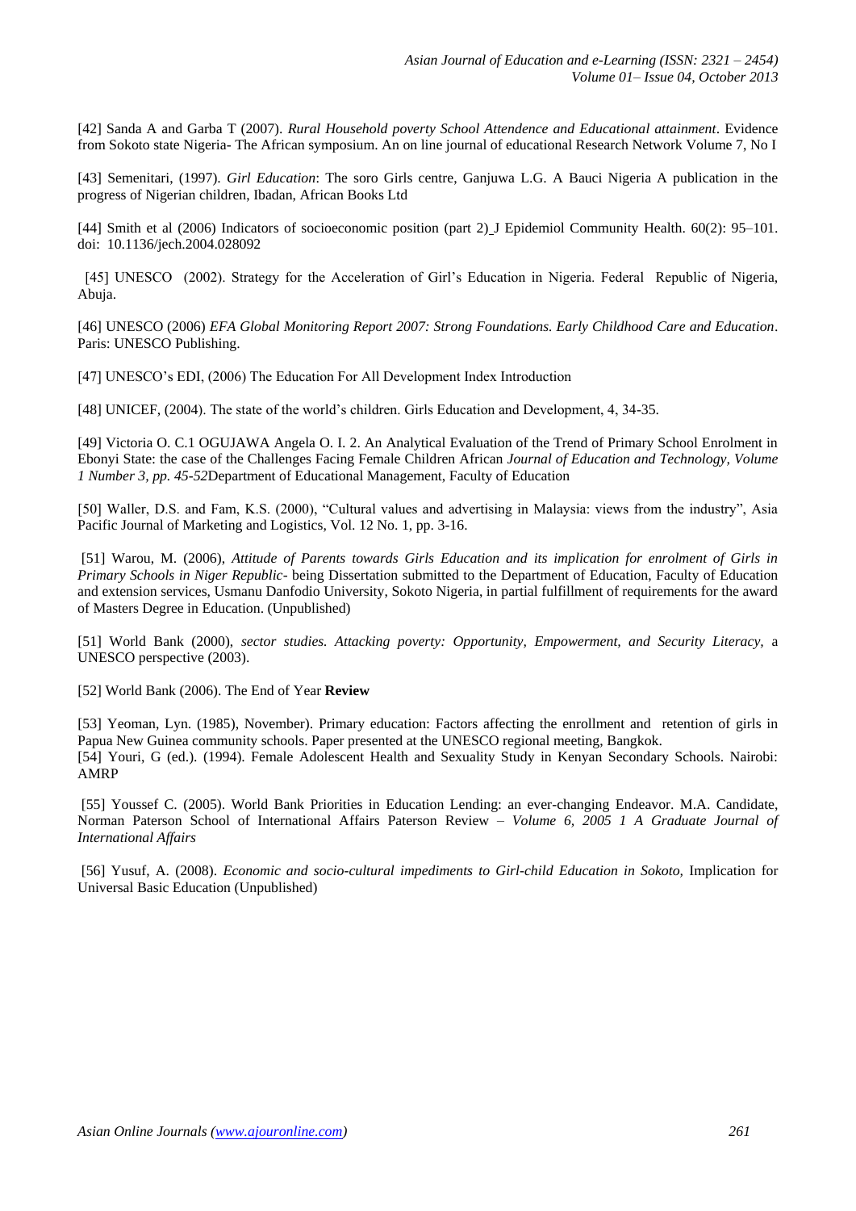[42] Sanda A and Garba T (2007). *Rural Household poverty School Attendence and Educational attainment*. Evidence from Sokoto state Nigeria- The African symposium. An on line journal of educational Research Network Volume 7, No I

[43] Semenitari, (1997). *Girl Education*: The soro Girls centre, Ganjuwa L.G. A Bauci Nigeria A publication in the progress of Nigerian children, Ibadan, African Books Ltd

[44] Smith et al (2006) Indicators of socioeconomic position (part 2) J Epidemiol Community Health. 60(2): 95–101. doi: 10.1136/jech.2004.028092

[45] UNESCO (2002). Strategy for the Acceleration of Girl's Education in Nigeria. Federal Republic of Nigeria, Abuja.

[46] UNESCO (2006) *EFA Global Monitoring Report 2007: Strong Foundations. Early Childhood Care and Education*. Paris: UNESCO Publishing.

[47] UNESCO's EDI, (2006) The Education For All Development Index Introduction

[48] UNICEF, (2004). The state of the world's children. Girls Education and Development, 4, 34-35.

[49] Victoria O. C.1 OGUJAWA Angela O. I. 2. An Analytical Evaluation of the Trend of Primary School Enrolment in Ebonyi State: the case of the Challenges Facing Female Children African *Journal of Education and Technology, Volume 1 Number 3, pp. 45-52*Department of Educational Management, Faculty of Education

[50] Waller, D.S. and Fam, K.S. (2000), "Cultural values and advertising in Malaysia: views from the industry", Asia Pacific Journal of Marketing and Logistics, Vol. 12 No. 1, pp. 3-16.

[51] Warou, M. (2006), *Attitude of Parents towards Girls Education and its implication for enrolment of Girls in Primary Schools in Niger Republic-* being Dissertation submitted to the Department of Education, Faculty of Education and extension services, Usmanu Danfodio University, Sokoto Nigeria, in partial fulfillment of requirements for the award of Masters Degree in Education. (Unpublished)

[51] World Bank (2000), *sector studies. Attacking poverty: Opportunity, Empowerment, and Security Literacy,* a UNESCO perspective (2003).

[52] World Bank (2006). The End of Year **Review**

[53] Yeoman, Lyn. (1985), November). Primary education: Factors affecting the enrollment and retention of girls in Papua New Guinea community schools. Paper presented at the UNESCO regional meeting, Bangkok.

[54] Youri, G (ed.). (1994). Female Adolescent Health and Sexuality Study in Kenyan Secondary Schools. Nairobi: AMRP

[55] Youssef C. (2005). World Bank Priorities in Education Lending: an ever-changing Endeavor. M.A. Candidate, Norman Paterson School of International Affairs Paterson Review – *Volume 6, 2005 1 A Graduate Journal of International Affairs*

[56] Yusuf, A. (2008). *Economic and socio-cultural impediments to Girl-child Education in Sokoto,* Implication for Universal Basic Education (Unpublished)